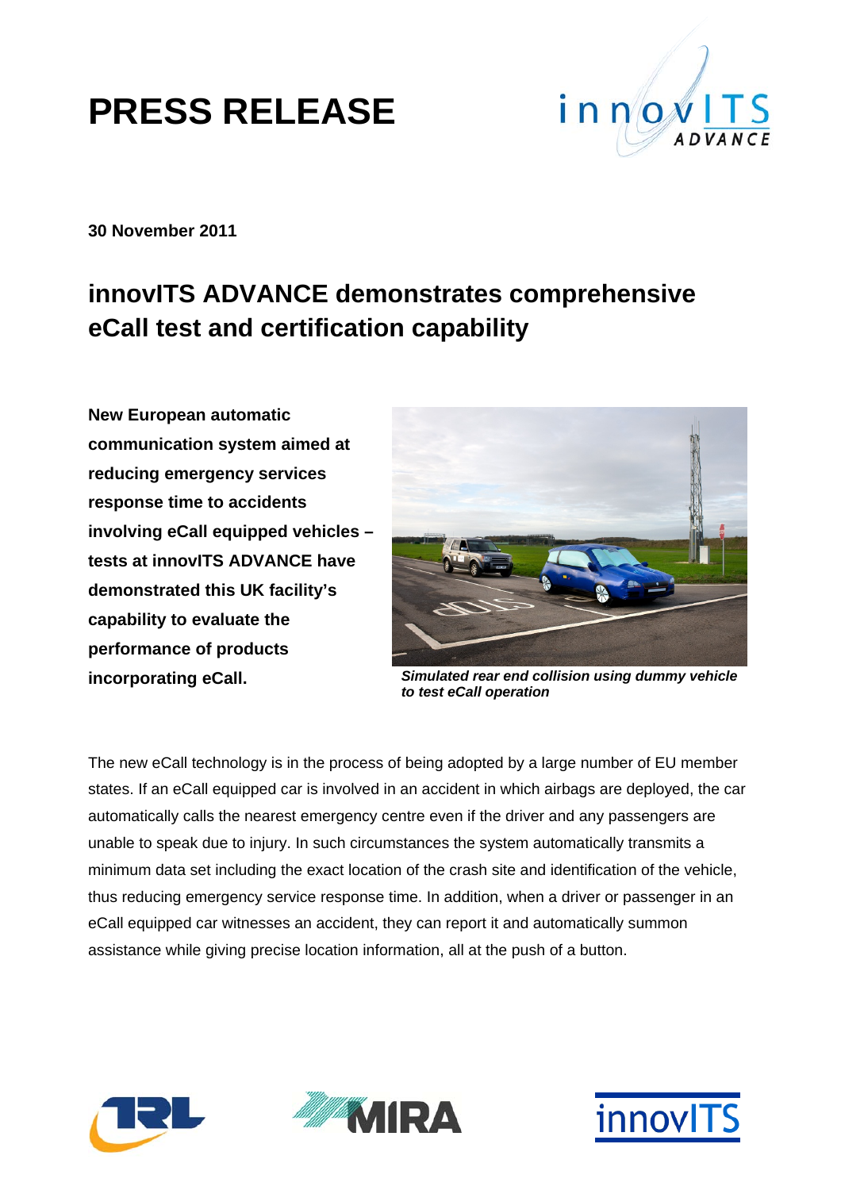# PRESS RELEASE

**30 November 2011**

## innovITS ADVANCE demonstrates comprehensive eCall test and certification capability

**New European automatic communication system aimed at reducing emergency services response time to accidents involving eCall equipped vehicles – tests at innovITS ADVANCE have demonstrated this UK facility's capability to evaluate the performance of products incorporating eCall.**

***Simulated rear end collision using dummy vehicle to test eCall operation***

The new eCall technology is in the process of being adopted by a large number of EU member states. If an eCall equipped car is involved in an accident in which airbags are deployed, the car automatically calls the nearest emergency centre even if the driver and any passengers are unable to speak due to injury. In such circumstances the system automatically transmits a minimum data set including the exact location of the crash site and identification of the vehicle, thus reducing emergency service response time. In addition, when a driver or passenger in an eCall equipped car witnesses an accident, they can report it and automatically summon assistance while giving precise location information, all at the push of a button.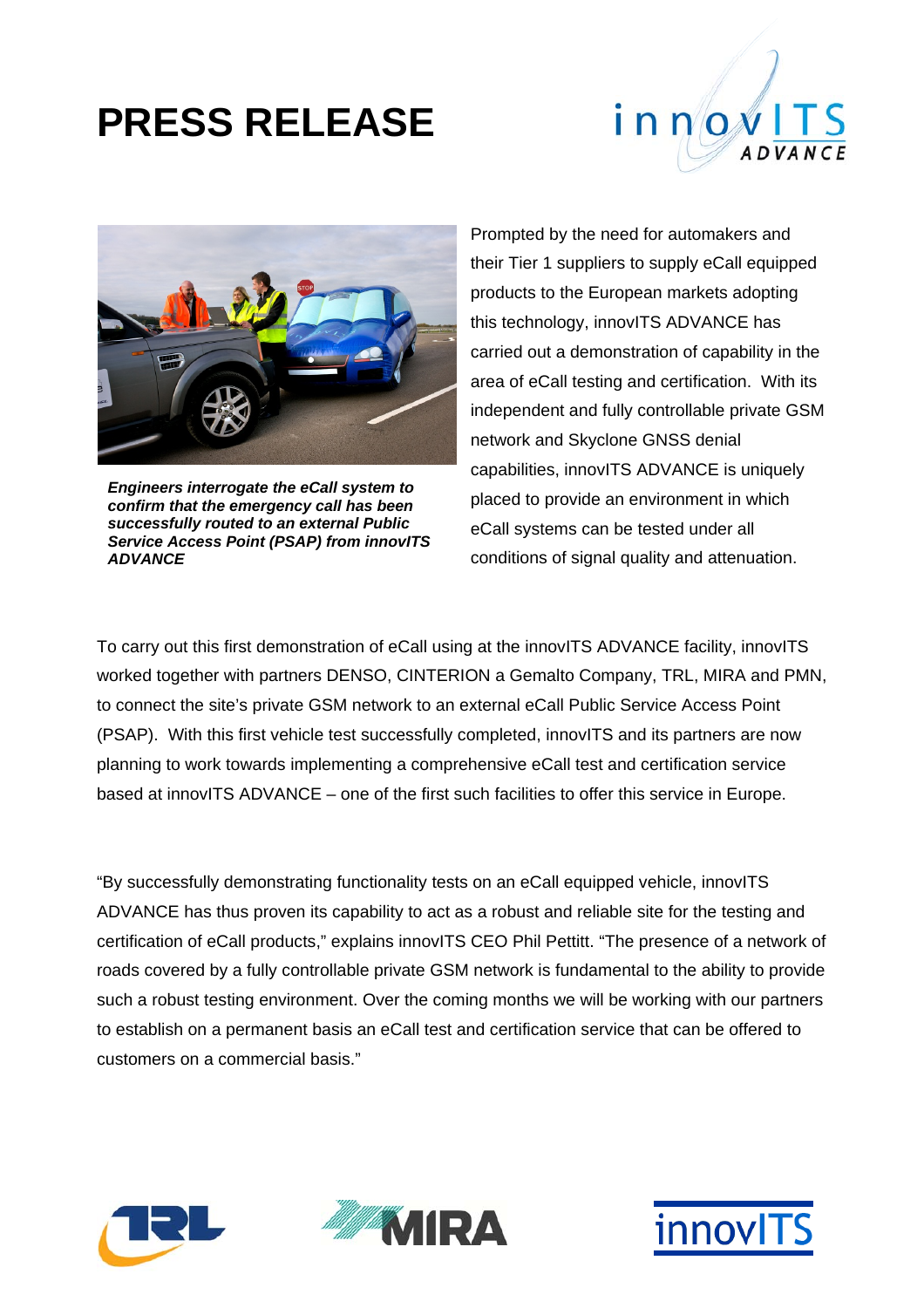# PRESS RELEASE

***Engineers interrogate the eCall system to confirm that the emergency call has been successfully routed to an external Public Service Access Point (PSAP) from innovITS ADVANCE***

Prompted by the need for automakers and their Tier 1 suppliers to supply eCall equipped products to the European markets adopting this technology, innovITS ADVANCE has carried out a demonstration of capability in the area of eCall testing and certification. With its independent and fully controllable private GSM network and Skyclone GNSS denial capabilities, innovITS ADVANCE is uniquely placed to provide an environment in which eCall systems can be tested under all conditions of signal quality and attenuation.

To carry out this first demonstration of eCall using at the innovITS ADVANCE facility, innovITS worked together with partners DENSO, CINTERION a Gemalto Company, TRL, MIRA and PMN, to connect the site's private GSM network to an external eCall Public Service Access Point (PSAP). With this first vehicle test successfully completed, innovITS and its partners are now planning to work towards implementing a comprehensive eCall test and certification service based at innovITS ADVANCE – one of the first such facilities to offer this service in Europe.

"By successfully demonstrating functionality tests on an eCall equipped vehicle, innovITS ADVANCE has thus proven its capability to act as a robust and reliable site for the testing and certification of eCall products," explains innovITS CEO Phil Pettitt. "The presence of a network of roads covered by a fully controllable private GSM network is fundamental to the ability to provide such a robust testing environment. Over the coming months we will be working with our partners to establish on a permanent basis an eCall test and certification service that can be offered to customers on a commercial basis."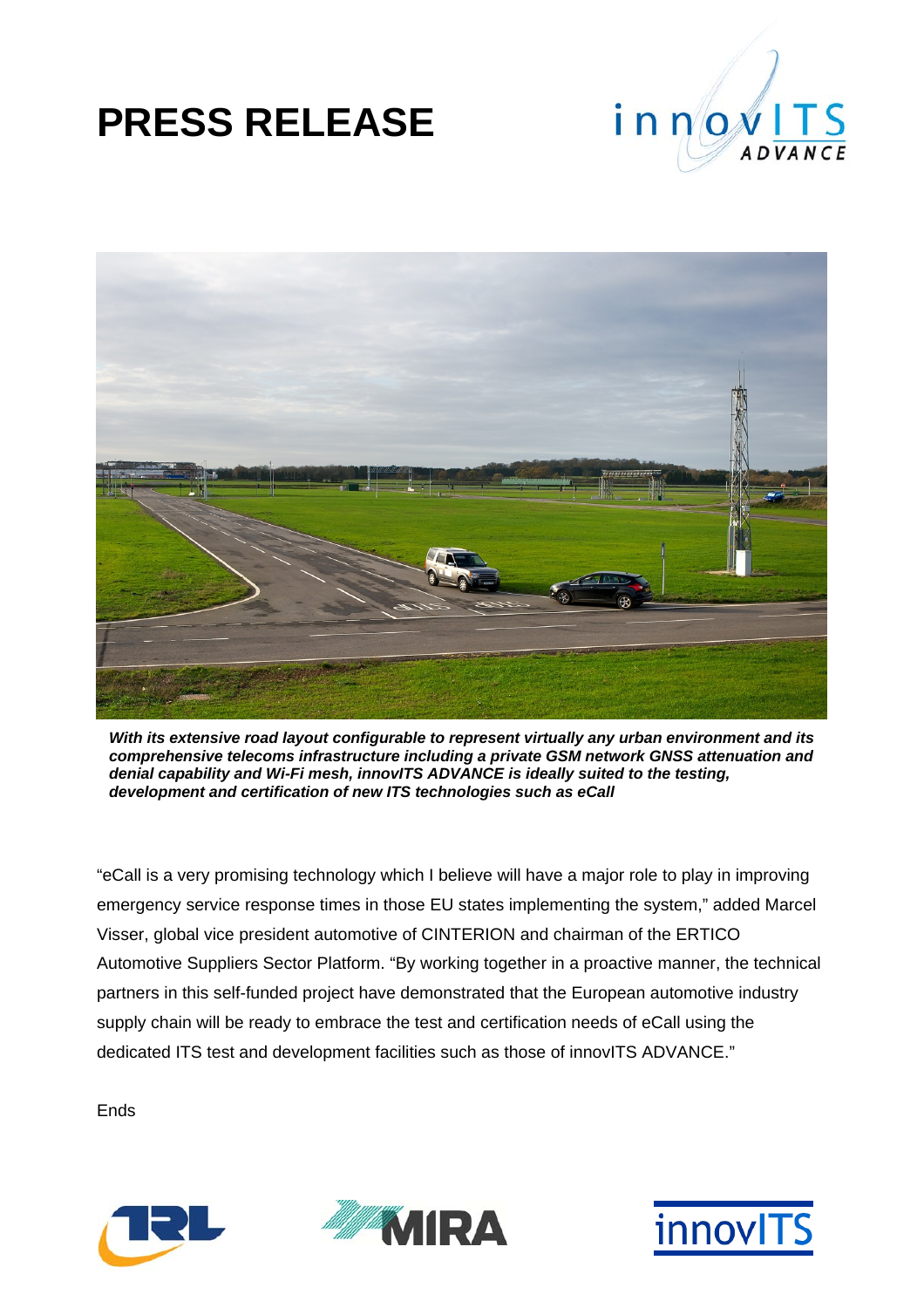# PRESS RELEASE

***With its extensive road layout configurable to represent virtually any urban environment and its comprehensive telecoms infrastructure including a private GSM network GNSS attenuation and denial capability and Wi-Fi mesh, innovITS ADVANCE is ideally suited to the testing, development and certification of new ITS technologies such as eCall***

"eCall is a very promising technology which I believe will have a major role to play in improving emergency service response times in those EU states implementing the system," added Marcel Visser, global vice president automotive of CINTERION and chairman of the ERTICO Automotive Suppliers Sector Platform. "By working together in a proactive manner, the technical partners in this self-funded project have demonstrated that the European automotive industry supply chain will be ready to embrace the test and certification needs of eCall using the dedicated ITS test and development facilities such as those of innovITS ADVANCE."

Ends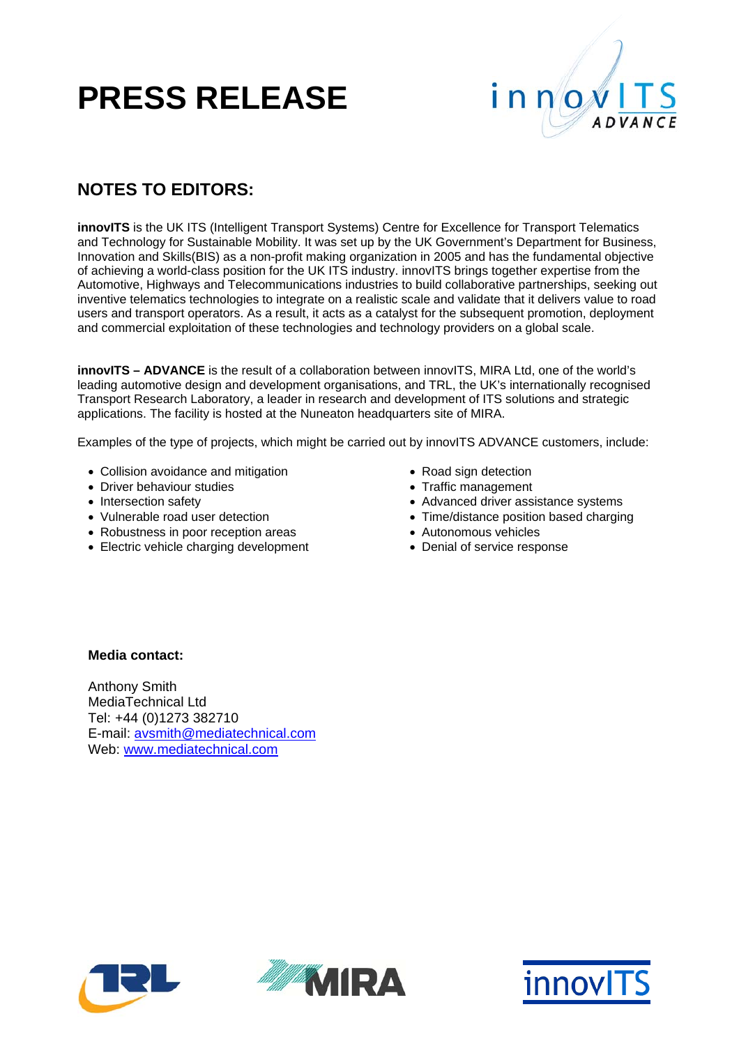# PRESS RELEASE

## NOTES TO EDITORS:

**innovITS** is the UK ITS (Intelligent Transport Systems) Centre for Excellence for Transport Telematics and Technology for Sustainable Mobility. It was set up by the UK Government's Department for Business, Innovation and Skills(BIS) as a non-profit making organization in 2005 and has the fundamental objective of achieving a world-class position for the UK ITS industry. innovITS brings together expertise from the Automotive, Highways and Telecommunications industries to build collaborative partnerships, seeking out inventive telematics technologies to integrate on a realistic scale and validate that it delivers value to road users and transport operators. As a result, it acts as a catalyst for the subsequent promotion, deployment and commercial exploitation of these technologies and technology providers on a global scale.

**innovITS – ADVANCE** is the result of a collaboration between innovITS, MIRA Ltd, one of the world's leading automotive design and development organisations, and TRL, the UK's internationally recognised Transport Research Laboratory, a leader in research and development of ITS solutions and strategic applications. The facility is hosted at the Nuneaton headquarters site of MIRA.

Examples of the type of projects, which might be carried out by innovITS ADVANCE customers, include:

- Collision avoidance and mitigation
- Driver behaviour studies
- Intersection safety
- Vulnerable road user detection
- Robustness in poor reception areas
- Electric vehicle charging development
- Road sign detection
- Traffic management
- Advanced driver assistance systems
- Time/distance position based charging
- Autonomous vehicles
- Denial of service response

**Media contact:**

Anthony Smith
MediaTechnical Ltd
Tel: +44 (0)1273 382710
E-mail: avsmith@mediatechnical.com
Web: www.mediatechnical.com